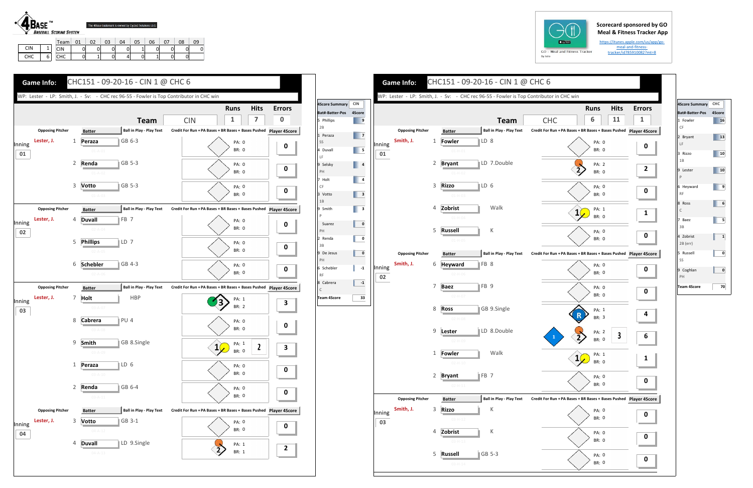4BASE™ BASEBALL SCORING SYSTEM

The 4Base trademark is owned by Cycled Solutions LLC

| | | Team | 01 | 02 | 03 | 04 | 05 | 06 | 07 | 08 | 09 |
|---|---|---|---|---|---|---|---|---|---|---|---|
| CIN | 1 | CIN | 0 | 0 | 0 | 0 | 1 | 0 | 0 | 0 | 0 |
| CHC | 6 | CHC | 0 | 1 | 0 | 4 | 0 | 1 | 0 | 0 | |

Scorecard sponsored by GO Meal & Fitness Tracker App

https://itunes.apple.com/us/app/go-meal-and-fitness-tracker/id785910082?mt=8

GO - Meal and Fitness Tracker

## Game Info: CHC151 - 09-20-16 - CIN 1 @ CHC 6

WP: Lester - LP: Smith, J. - Sv: - CHC rec 96-55 - Fowler is Top Contributor in CHC win

| Team | Runs | Hits | Errors |
|---|---|---|---|
| CIN | 1 | 7 | 0 |

| Inning | Opposing Pitcher | # | Batter | Ball in Play - Play Text | PA | BR | Player 4Score |
|---|---|---|---|---|---|---|---|
| 01 | Lester, J. | 1 | Peraza | GB 6-3 | 0 | 0 | 0 |
| | | 2 | Renda | GB 5-3 | 0 | 0 | 0 |
| | | 3 | Votto | GB 5-3 | 0 | 0 | 0 |
| 02 | Lester, J. | 4 | Duvall | FB 7 | 0 | 0 | 0 |
| | | 5 | Phillips | LD 7 | 0 | 0 | 0 |
| | | 6 | Schebler | GB 4-3 | 0 | 0 | 0 |
| 03 | Lester, J. | 7 | Holt | HBP | 1 | 2 | 3 |
| | | 8 | Cabrera | PU 4 | 0 | 0 | 0 |
| | | 9 | Smith | GB 8.Single | 1 | 0 | 3 |
| | | 1 | Peraza | LD 6 | 0 | 0 | 0 |
| | | 2 | Renda | GB 6-4 | 0 | 0 | 0 |
| 04 | Lester, J. | 3 | Votto | GB 3-1 | 0 | 0 | 0 |
| | | 4 | Duvall | LD 9.Single | 1 | 1 | 2 |

| 4Score Summary CIN | |
|---|---|
| Bat#-Batter-Pos | 4Score |
| 5 Phillips 2B | 9 |
| 1 Peraza SS | 7 |
| 4 Duvall LF | 5 |
| 9 Selsky PH | 4 |
| 7 Holt CF | 4 |
| 3 Votto 1B | 3 |
| 9 Smith P | 3 |
| Suarez PH | 0 |
| 2 Renda 3B | 0 |
| 9 De Jesus PH | 0 |
| 6 Schebler RF | -1 |
| 8 Cabrera C | -1 |
| Team 4Score | 33 |

## Game Info: CHC151 - 09-20-16 - CIN 1 @ CHC 6

WP: Lester - LP: Smith, J. - Sv: - CHC rec 96-55 - Fowler is Top Contributor in CHC win

| Team | Runs | Hits | Errors |
|---|---|---|---|
| CHC | 6 | 11 | 1 |

| Inning | Opposing Pitcher | # | Batter | Ball in Play - Play Text | PA | BR | Player 4Score |
|---|---|---|---|---|---|---|---|
| 01 | Smith, J. | 1 | Fowler | LD 8 | 0 | 0 | 0 |
| | | 2 | Bryant | LD 7.Double | 2 | 0 | 2 |
| | | 3 | Rizzo | LD 6 | 0 | 0 | 0 |
| | | 4 | Zobrist | Walk | 1 | 0 | 1 |
| | | 5 | Russell | K | 0 | 0 | 0 |
| 02 | Smith, J. | 6 | Heyward | FB 8 | 0 | 0 | 0 |
| | | 7 | Baez | FB 9 | 0 | 0 | 0 |
| | | 8 | Ross | GB 9.Single | 1 | 3 | 4 |
| | | 9 | Lester | LD 8.Double | 2 | 0 | 6 |
| | | 1 | Fowler | Walk | 1 | 0 | 1 |
| | | 2 | Bryant | FB 7 | 0 | 0 | 0 |
| 03 | Smith, J. | 3 | Rizzo | K | 0 | 0 | 0 |
| | | 4 | Zobrist | K | 0 | 0 | 0 |
| | | 5 | Russell | GB 5-3 | 0 | 0 | 0 |

| 4Score Summary CHC | |
|---|---|
| Bat#-Batter-Pos | 4Score |
| 1 Fowler CF | 16 |
| 2 Bryant LF | 13 |
| 3 Rizzo 1B | 10 |
| 9 Lester P | 10 |
| 6 Heyward RF | 9 |
| 8 Ross C | 6 |
| 7 Baez 3B | 5 |
| 4 Zobrist 2B (err) | 1 |
| 5 Russell SS | 0 |
| 9 Coghlan PH | 0 |
| Team 4Score | 70 |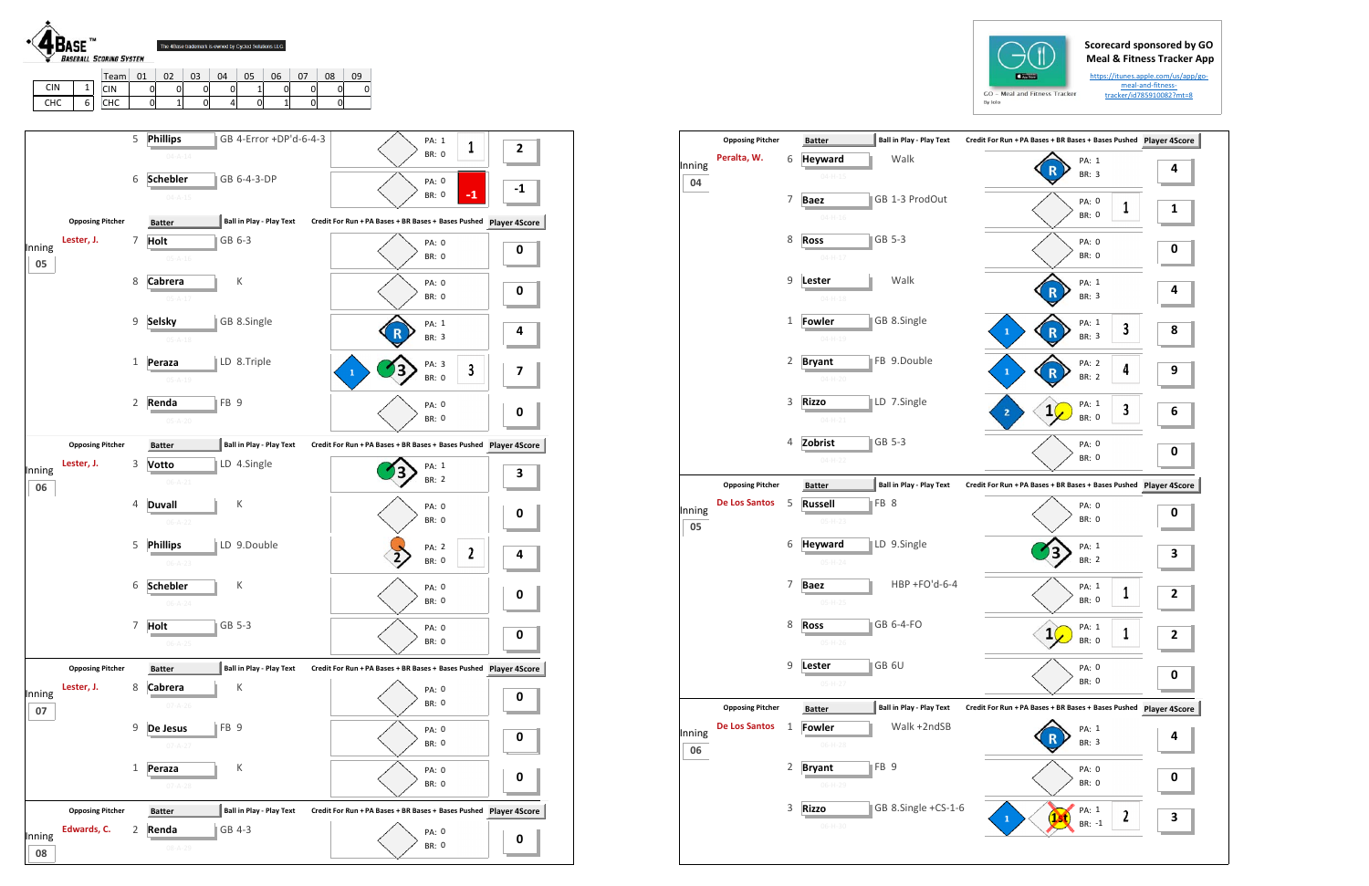4BASE™ BASEBALL SCORING SYSTEM

The 4Base trademark is owned by Cycled Solutions LLC

| | | Team | 01 | 02 | 03 | 04 | 05 | 06 | 07 | 08 | 09 |
|---|---|---|---|---|---|---|---|---|---|---|---|
| CIN | 1 | CIN | 0 | 0 | 0 | 0 | 1 | 0 | 0 | 0 | 0 |
| CHC | 6 | CHC | 0 | 1 | 0 | 4 | 0 | 1 | 0 | 0 | |

Scorecard sponsored by GO Meal & Fitness Tracker App

https://itunes.apple.com/us/app/go-meal-and-fitness-tracker/id785910082?mt=8

GO - Meal and Fitness Tracker

| Inning | Opposing Pitcher | # | Batter | Ball in Play - Play Text | PA | BR | Credit For Run | Player 4Score |
|---|---|---|---|---|---|---|---|---|
| | | 5 | Phillips | GB 4-Error +DP'd-6-4-3 | 1 | 0 | 1 | 2 |
| | | 6 | Schebler | GB 6-4-3-DP | 0 | 0 | -1 | -1 |
| 05 | Lester, J. | 7 | Holt | GB 6-3 | 0 | 0 | | 0 |
| | | 8 | Cabrera | K | 0 | 0 | | 0 |
| | | 9 | Selsky | GB 8.Single | 1 | 3 | | 4 |
| | | 1 | Peraza | LD 8.Triple | 3 | 0 | 3 | 7 |
| | | 2 | Renda | FB 9 | 0 | 0 | | 0 |
| 06 | Lester, J. | 3 | Votto | LD 4.Single | 1 | 2 | | 3 |
| | | 4 | Duvall | K | 0 | 0 | | 0 |
| | | 5 | Phillips | LD 9.Double | 2 | 0 | 2 | 4 |
| | | 6 | Schebler | K | 0 | 0 | | 0 |
| | | 7 | Holt | GB 5-3 | 0 | 0 | | 0 |
| 07 | Lester, J. | 8 | Cabrera | K | 0 | 0 | | 0 |
| | | 9 | De Jesus | FB 9 | 0 | 0 | | 0 |
| | | 1 | Peraza | K | 0 | 0 | | 0 |
| 08 | Edwards, C. | 2 | Renda | GB 4-3 | 0 | 0 | | 0 |

| Inning | Opposing Pitcher | # | Batter | Ball in Play - Play Text | PA | BR | Credit For Run | Player 4Score |
|---|---|---|---|---|---|---|---|---|
| 04 | Peralta, W. | 6 | Heyward | Walk | 1 | 3 | | 4 |
| | | 7 | Baez | GB 1-3 ProdOut | 0 | 0 | 1 | 1 |
| | | 8 | Ross | GB 5-3 | 0 | 0 | | 0 |
| | | 9 | Lester | Walk | 1 | 3 | | 4 |
| | | 1 | Fowler | GB 8.Single | 1 | 3 | 3 | 8 |
| | | 2 | Bryant | FB 9.Double | 2 | 2 | 4 | 9 |
| | | 3 | Rizzo | LD 7.Single | 1 | 0 | 3 | 6 |
| | | 4 | Zobrist | GB 5-3 | 0 | 0 | | 0 |
| 05 | De Los Santos | 5 | Russell | FB 8 | 0 | 0 | | 0 |
| | | 6 | Heyward | LD 9.Single | 1 | 2 | | 3 |
| | | 7 | Baez | HBP +FO'd-6-4 | 1 | 0 | 1 | 2 |
| | | 8 | Ross | GB 6-4-FO | 1 | 0 | 1 | 2 |
| | | 9 | Lester | GB 6U | 0 | 0 | | 0 |
| 06 | De Los Santos | 1 | Fowler | Walk +2ndSB | 1 | 3 | | 4 |
| | | 2 | Bryant | FB 9 | 0 | 0 | | 0 |
| | | 3 | Rizzo | GB 8.Single +CS-1-6 | 1 | -1 | 2 | 3 |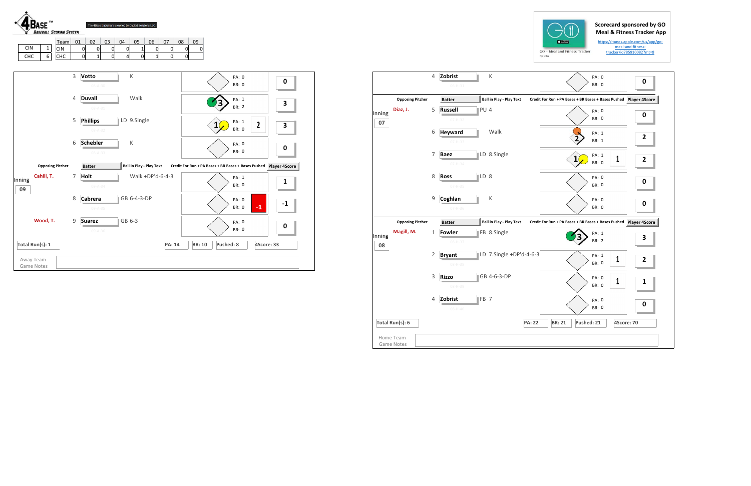4BASE™ BASEBALL SCORING SYSTEM

The 4Base trademark is owned by Cycled Solutions LLC

| | |
|---|---|
| CIN | 1 |
| CHC | 6 |

| Team | 01 | 02 | 03 | 04 | 05 | 06 | 07 | 08 | 09 |
|---|---|---|---|---|---|---|---|---|---|
| CIN | 0 | 0 | 0 | 0 | 1 | 0 | 0 | 0 | 0 |
| CHC | 0 | 1 | 0 | 4 | 0 | 1 | 0 | 0 | |

Scorecard sponsored by GO Meal & Fitness Tracker App

https://itunes.apple.com/us/app/go-meal-and-fitness-tracker/id785910082?mt=8

## Away Team (CIN)

| Inning | Opposing Pitcher | # | Batter | Ball in Play - Play Text | Credit For Run + PA Bases + BR Bases + Bases Pushed | Player 4Score |
|---|---|---|---|---|---|---|
| | | 3 | Votto | K | PA: 0 BR: 0 | 0 |
| | | 4 | Duvall | Walk | 3 PA: 1 BR: 2 | 3 |
| | | 5 | Phillips | LD 9.Single | 1 PA: 1 BR: 0 Pushed: 2 | 3 |
| | | 6 | Schebler | K | PA: 0 BR: 0 | 0 |
| 09 | Cahill, T. | 7 | Holt | Walk +DP'd-6-4-3 | PA: 1 BR: 0 | 1 |
| | | 8 | Cabrera | GB 6-4-3-DP | PA: 0 BR: 0 -1 | -1 |
| | Wood, T. | 9 | Suarez | GB 6-3 | PA: 0 BR: 0 | 0 |

Total Run(s): 1 | PA: 14 | BR: 10 | Pushed: 8 | 4Score: 33

Away Team Game Notes

## Home Team (CHC)

| Inning | Opposing Pitcher | # | Batter | Ball in Play - Play Text | Credit For Run + PA Bases + BR Bases + Bases Pushed | Player 4Score |
|---|---|---|---|---|---|---|
| | | 4 | Zobrist | K | PA: 0 BR: 0 | 0 |
| 07 | Diaz, J. | 5 | Russell | PU 4 | PA: 0 BR: 0 | 0 |
| | | 6 | Heyward | Walk | 2 PA: 1 BR: 1 | 2 |
| | | 7 | Baez | LD 8.Single | 1 PA: 1 BR: 0 Pushed: 1 | 2 |
| | | 8 | Ross | LD 8 | PA: 0 BR: 0 | 0 |
| | | 9 | Coghlan | K | PA: 0 BR: 0 | 0 |
| 08 | Magill, M. | 1 | Fowler | FB 8.Single | 3 PA: 1 BR: 2 | 3 |
| | | 2 | Bryant | LD 7.Single +DP'd-4-6-3 | PA: 1 BR: 0 Pushed: 1 | 2 |
| | | 3 | Rizzo | GB 4-6-3-DP | PA: 0 BR: 0 Pushed: 1 | 1 |
| | | 4 | Zobrist | FB 7 | PA: 0 BR: 0 | 0 |

Total Run(s): 6 | PA: 22 | BR: 21 | Pushed: 21 | 4Score: 70

Home Team Game Notes